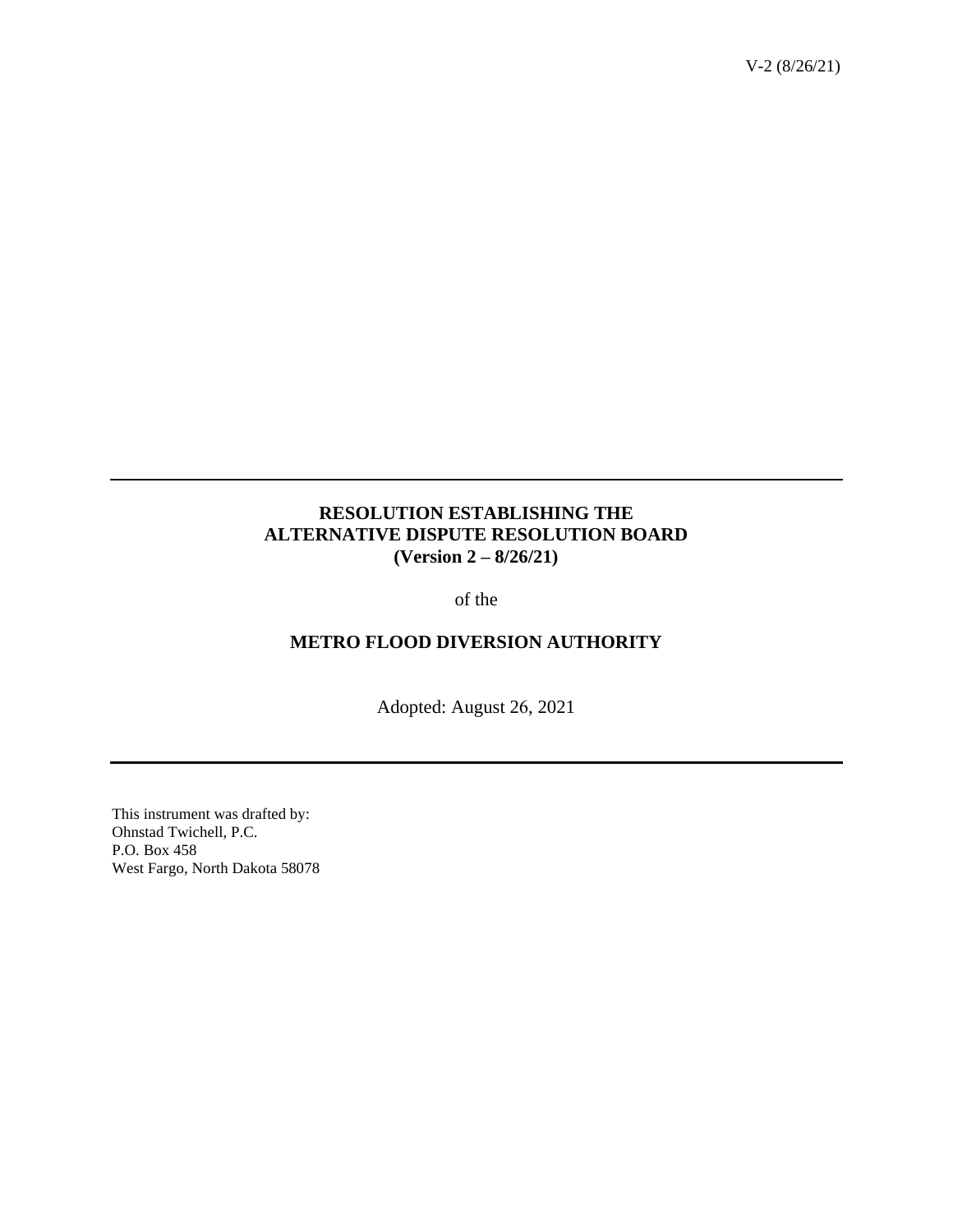V-2 (8/26/21)

---

**RESOLUTION ESTABLISHING THE ALTERNATIVE DISPUTE RESOLUTION BOARD (Version 2 – 8/26/21)**

of the

**METRO FLOOD DIVERSION AUTHORITY**

Adopted: August 26, 2021

---

This instrument was drafted by:
Ohnstad Twichell, P.C.
P.O. Box 458
West Fargo, North Dakota 58078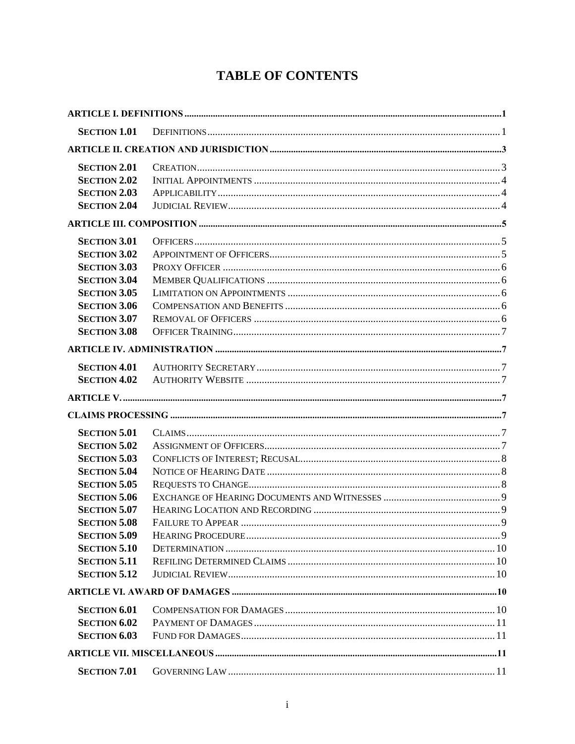# TABLE OF CONTENTS

| | | |
|---|---|---|
| **ARTICLE I. DEFINITIONS** | | **1** |
| **SECTION 1.01** | DEFINITIONS | 1 |
| **ARTICLE II. CREATION AND JURISDICTION** | | **3** |
| **SECTION 2.01** | CREATION | 3 |
| **SECTION 2.02** | INITIAL APPOINTMENTS | 4 |
| **SECTION 2.03** | APPLICABILITY | 4 |
| **SECTION 2.04** | JUDICIAL REVIEW | 4 |
| **ARTICLE III. COMPOSITION** | | **5** |
| **SECTION 3.01** | OFFICERS | 5 |
| **SECTION 3.02** | APPOINTMENT OF OFFICERS | 5 |
| **SECTION 3.03** | PROXY OFFICER | 6 |
| **SECTION 3.04** | MEMBER QUALIFICATIONS | 6 |
| **SECTION 3.05** | LIMITATION ON APPOINTMENTS | 6 |
| **SECTION 3.06** | COMPENSATION AND BENEFITS | 6 |
| **SECTION 3.07** | REMOVAL OF OFFICERS | 6 |
| **SECTION 3.08** | OFFICER TRAINING | 7 |
| **ARTICLE IV. ADMINISTRATION** | | **7** |
| **SECTION 4.01** | AUTHORITY SECRETARY | 7 |
| **SECTION 4.02** | AUTHORITY WEBSITE | 7 |
| **ARTICLE V.** | | **7** |
| **CLAIMS PROCESSING** | | **7** |
| **SECTION 5.01** | CLAIMS | 7 |
| **SECTION 5.02** | ASSIGNMENT OF OFFICERS | 7 |
| **SECTION 5.03** | CONFLICTS OF INTEREST; RECUSAL | 8 |
| **SECTION 5.04** | NOTICE OF HEARING DATE | 8 |
| **SECTION 5.05** | REQUESTS TO CHANGE | 8 |
| **SECTION 5.06** | EXCHANGE OF HEARING DOCUMENTS AND WITNESSES | 9 |
| **SECTION 5.07** | HEARING LOCATION AND RECORDING | 9 |
| **SECTION 5.08** | FAILURE TO APPEAR | 9 |
| **SECTION 5.09** | HEARING PROCEDURE | 9 |
| **SECTION 5.10** | DETERMINATION | 10 |
| **SECTION 5.11** | REFILING DETERMINED CLAIMS | 10 |
| **SECTION 5.12** | JUDICIAL REVIEW | 10 |
| **ARTICLE VI. AWARD OF DAMAGES** | | **10** |
| **SECTION 6.01** | COMPENSATION FOR DAMAGES | 10 |
| **SECTION 6.02** | PAYMENT OF DAMAGES | 11 |
| **SECTION 6.03** | FUND FOR DAMAGES | 11 |
| **ARTICLE VII. MISCELLANEOUS** | | **11** |
| **SECTION 7.01** | GOVERNING LAW | 11 |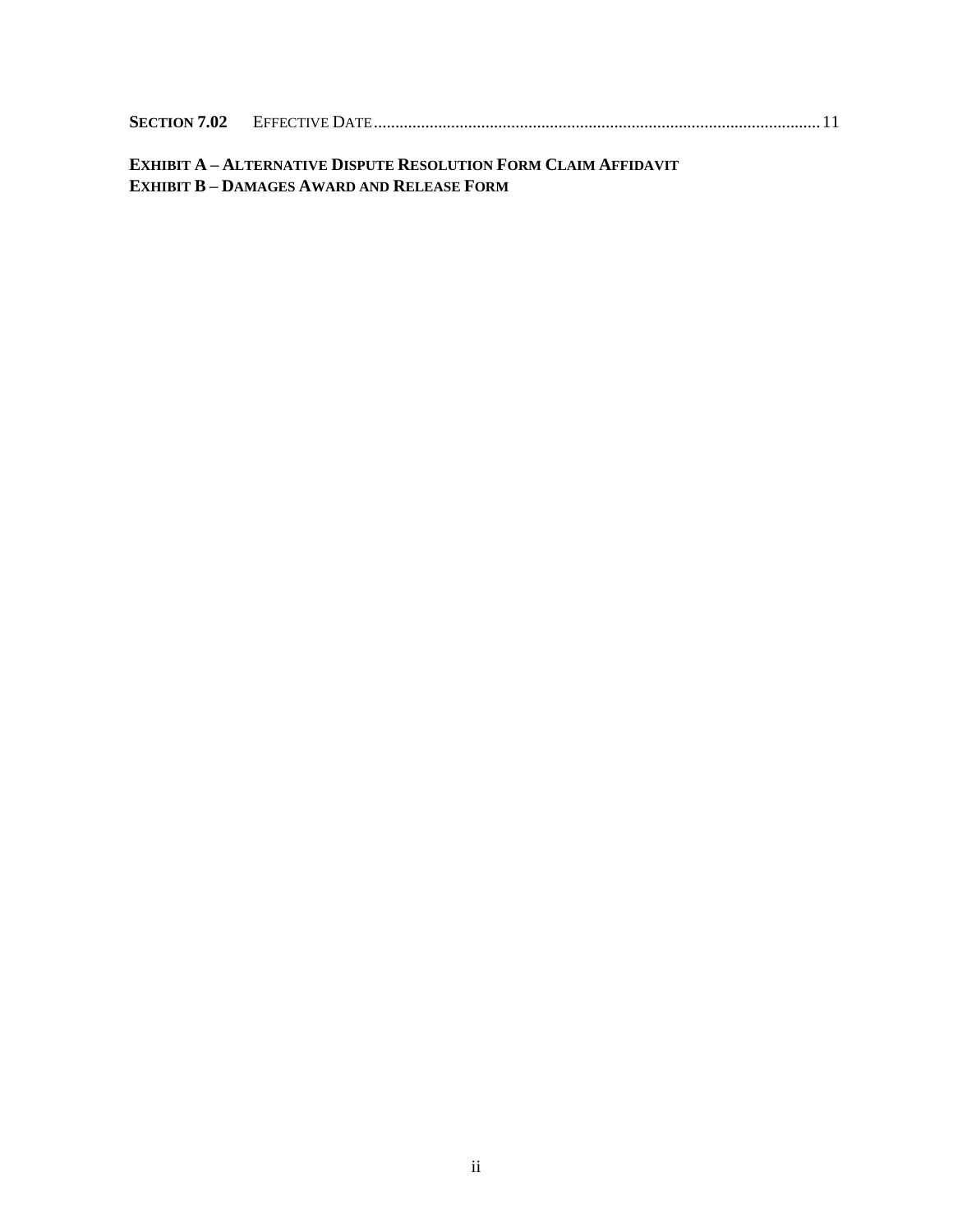**SECTION 7.02** EFFECTIVE DATE........................................................................................................ 11

**EXHIBIT A – ALTERNATIVE DISPUTE RESOLUTION FORM CLAIM AFFIDAVIT**
**EXHIBIT B – DAMAGES AWARD AND RELEASE FORM**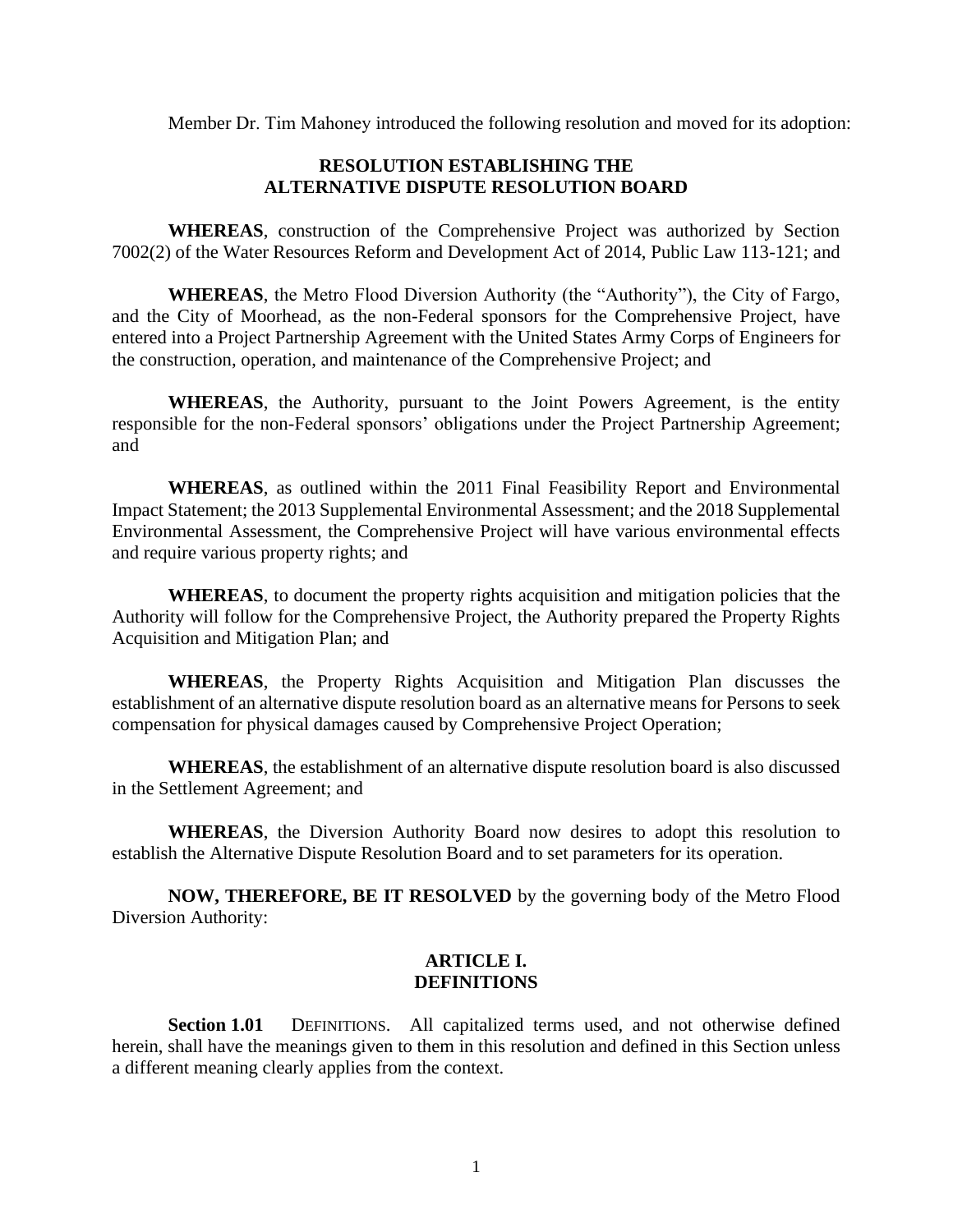Member Dr. Tim Mahoney introduced the following resolution and moved for its adoption:

## RESOLUTION ESTABLISHING THE ALTERNATIVE DISPUTE RESOLUTION BOARD

**WHEREAS**, construction of the Comprehensive Project was authorized by Section 7002(2) of the Water Resources Reform and Development Act of 2014, Public Law 113-121; and

**WHEREAS**, the Metro Flood Diversion Authority (the "Authority"), the City of Fargo, and the City of Moorhead, as the non-Federal sponsors for the Comprehensive Project, have entered into a Project Partnership Agreement with the United States Army Corps of Engineers for the construction, operation, and maintenance of the Comprehensive Project; and

**WHEREAS**, the Authority, pursuant to the Joint Powers Agreement, is the entity responsible for the non-Federal sponsors' obligations under the Project Partnership Agreement; and

**WHEREAS**, as outlined within the 2011 Final Feasibility Report and Environmental Impact Statement; the 2013 Supplemental Environmental Assessment; and the 2018 Supplemental Environmental Assessment, the Comprehensive Project will have various environmental effects and require various property rights; and

**WHEREAS**, to document the property rights acquisition and mitigation policies that the Authority will follow for the Comprehensive Project, the Authority prepared the Property Rights Acquisition and Mitigation Plan; and

**WHEREAS**, the Property Rights Acquisition and Mitigation Plan discusses the establishment of an alternative dispute resolution board as an alternative means for Persons to seek compensation for physical damages caused by Comprehensive Project Operation;

**WHEREAS**, the establishment of an alternative dispute resolution board is also discussed in the Settlement Agreement; and

**WHEREAS**, the Diversion Authority Board now desires to adopt this resolution to establish the Alternative Dispute Resolution Board and to set parameters for its operation.

**NOW, THEREFORE, BE IT RESOLVED** by the governing body of the Metro Flood Diversion Authority:

### ARTICLE I. DEFINITIONS

**Section 1.01** DEFINITIONS. All capitalized terms used, and not otherwise defined herein, shall have the meanings given to them in this resolution and defined in this Section unless a different meaning clearly applies from the context.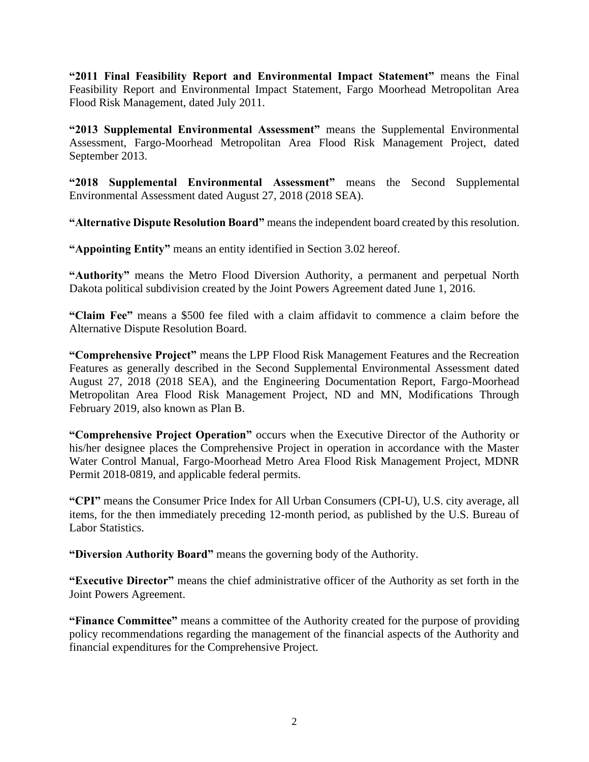**"2011 Final Feasibility Report and Environmental Impact Statement"** means the Final Feasibility Report and Environmental Impact Statement, Fargo Moorhead Metropolitan Area Flood Risk Management, dated July 2011.

**"2013 Supplemental Environmental Assessment"** means the Supplemental Environmental Assessment, Fargo-Moorhead Metropolitan Area Flood Risk Management Project, dated September 2013.

**"2018 Supplemental Environmental Assessment"** means the Second Supplemental Environmental Assessment dated August 27, 2018 (2018 SEA).

**"Alternative Dispute Resolution Board"** means the independent board created by this resolution.

**"Appointing Entity"** means an entity identified in Section 3.02 hereof.

**"Authority"** means the Metro Flood Diversion Authority, a permanent and perpetual North Dakota political subdivision created by the Joint Powers Agreement dated June 1, 2016.

**"Claim Fee"** means a $500 fee filed with a claim affidavit to commence a claim before the Alternative Dispute Resolution Board.

**"Comprehensive Project"** means the LPP Flood Risk Management Features and the Recreation Features as generally described in the Second Supplemental Environmental Assessment dated August 27, 2018 (2018 SEA), and the Engineering Documentation Report, Fargo-Moorhead Metropolitan Area Flood Risk Management Project, ND and MN, Modifications Through February 2019, also known as Plan B.

**"Comprehensive Project Operation"** occurs when the Executive Director of the Authority or his/her designee places the Comprehensive Project in operation in accordance with the Master Water Control Manual, Fargo-Moorhead Metro Area Flood Risk Management Project, MDNR Permit 2018-0819, and applicable federal permits.

**"CPI"** means the Consumer Price Index for All Urban Consumers (CPI-U), U.S. city average, all items, for the then immediately preceding 12-month period, as published by the U.S. Bureau of Labor Statistics.

**"Diversion Authority Board"** means the governing body of the Authority.

**"Executive Director"** means the chief administrative officer of the Authority as set forth in the Joint Powers Agreement.

**"Finance Committee"** means a committee of the Authority created for the purpose of providing policy recommendations regarding the management of the financial aspects of the Authority and financial expenditures for the Comprehensive Project.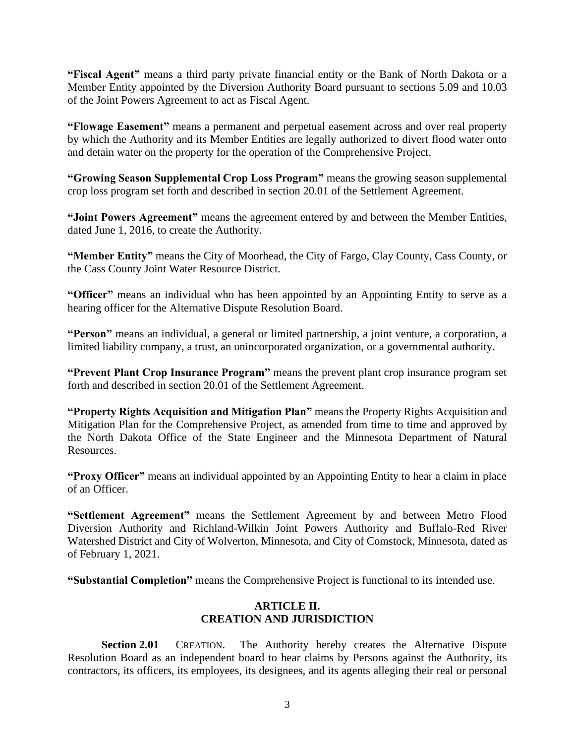**"Fiscal Agent"** means a third party private financial entity or the Bank of North Dakota or a Member Entity appointed by the Diversion Authority Board pursuant to sections 5.09 and 10.03 of the Joint Powers Agreement to act as Fiscal Agent.

**"Flowage Easement"** means a permanent and perpetual easement across and over real property by which the Authority and its Member Entities are legally authorized to divert flood water onto and detain water on the property for the operation of the Comprehensive Project.

**"Growing Season Supplemental Crop Loss Program"** means the growing season supplemental crop loss program set forth and described in section 20.01 of the Settlement Agreement.

**"Joint Powers Agreement"** means the agreement entered by and between the Member Entities, dated June 1, 2016, to create the Authority.

**"Member Entity"** means the City of Moorhead, the City of Fargo, Clay County, Cass County, or the Cass County Joint Water Resource District.

**"Officer"** means an individual who has been appointed by an Appointing Entity to serve as a hearing officer for the Alternative Dispute Resolution Board.

**"Person"** means an individual, a general or limited partnership, a joint venture, a corporation, a limited liability company, a trust, an unincorporated organization, or a governmental authority.

**"Prevent Plant Crop Insurance Program"** means the prevent plant crop insurance program set forth and described in section 20.01 of the Settlement Agreement.

**"Property Rights Acquisition and Mitigation Plan"** means the Property Rights Acquisition and Mitigation Plan for the Comprehensive Project, as amended from time to time and approved by the North Dakota Office of the State Engineer and the Minnesota Department of Natural Resources.

**"Proxy Officer"** means an individual appointed by an Appointing Entity to hear a claim in place of an Officer.

**"Settlement Agreement"** means the Settlement Agreement by and between Metro Flood Diversion Authority and Richland-Wilkin Joint Powers Authority and Buffalo-Red River Watershed District and City of Wolverton, Minnesota, and City of Comstock, Minnesota, dated as of February 1, 2021.

**"Substantial Completion"** means the Comprehensive Project is functional to its intended use.

## ARTICLE II.
## CREATION AND JURISDICTION

**Section 2.01** CREATION. The Authority hereby creates the Alternative Dispute Resolution Board as an independent board to hear claims by Persons against the Authority, its contractors, its officers, its employees, its designees, and its agents alleging their real or personal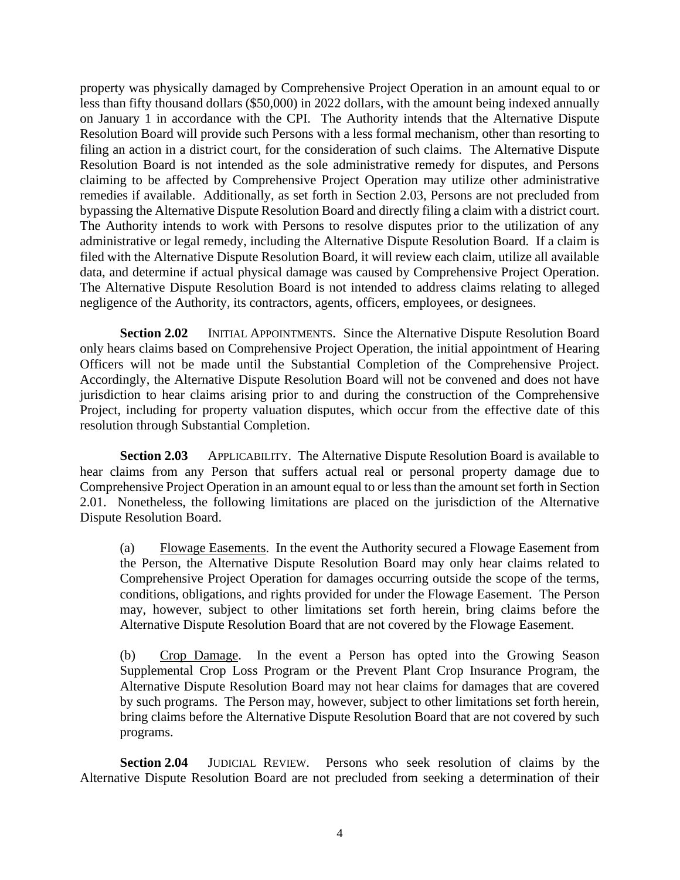property was physically damaged by Comprehensive Project Operation in an amount equal to or less than fifty thousand dollars ($50,000) in 2022 dollars, with the amount being indexed annually on January 1 in accordance with the CPI. The Authority intends that the Alternative Dispute Resolution Board will provide such Persons with a less formal mechanism, other than resorting to filing an action in a district court, for the consideration of such claims. The Alternative Dispute Resolution Board is not intended as the sole administrative remedy for disputes, and Persons claiming to be affected by Comprehensive Project Operation may utilize other administrative remedies if available. Additionally, as set forth in Section 2.03, Persons are not precluded from bypassing the Alternative Dispute Resolution Board and directly filing a claim with a district court. The Authority intends to work with Persons to resolve disputes prior to the utilization of any administrative or legal remedy, including the Alternative Dispute Resolution Board. If a claim is filed with the Alternative Dispute Resolution Board, it will review each claim, utilize all available data, and determine if actual physical damage was caused by Comprehensive Project Operation. The Alternative Dispute Resolution Board is not intended to address claims relating to alleged negligence of the Authority, its contractors, agents, officers, employees, or designees.

**Section 2.02** INITIAL APPOINTMENTS. Since the Alternative Dispute Resolution Board only hears claims based on Comprehensive Project Operation, the initial appointment of Hearing Officers will not be made until the Substantial Completion of the Comprehensive Project. Accordingly, the Alternative Dispute Resolution Board will not be convened and does not have jurisdiction to hear claims arising prior to and during the construction of the Comprehensive Project, including for property valuation disputes, which occur from the effective date of this resolution through Substantial Completion.

**Section 2.03** APPLICABILITY. The Alternative Dispute Resolution Board is available to hear claims from any Person that suffers actual real or personal property damage due to Comprehensive Project Operation in an amount equal to or less than the amount set forth in Section 2.01. Nonetheless, the following limitations are placed on the jurisdiction of the Alternative Dispute Resolution Board.

(a) Flowage Easements. In the event the Authority secured a Flowage Easement from the Person, the Alternative Dispute Resolution Board may only hear claims related to Comprehensive Project Operation for damages occurring outside the scope of the terms, conditions, obligations, and rights provided for under the Flowage Easement. The Person may, however, subject to other limitations set forth herein, bring claims before the Alternative Dispute Resolution Board that are not covered by the Flowage Easement.

(b) Crop Damage. In the event a Person has opted into the Growing Season Supplemental Crop Loss Program or the Prevent Plant Crop Insurance Program, the Alternative Dispute Resolution Board may not hear claims for damages that are covered by such programs. The Person may, however, subject to other limitations set forth herein, bring claims before the Alternative Dispute Resolution Board that are not covered by such programs.

**Section 2.04** JUDICIAL REVIEW. Persons who seek resolution of claims by the Alternative Dispute Resolution Board are not precluded from seeking a determination of their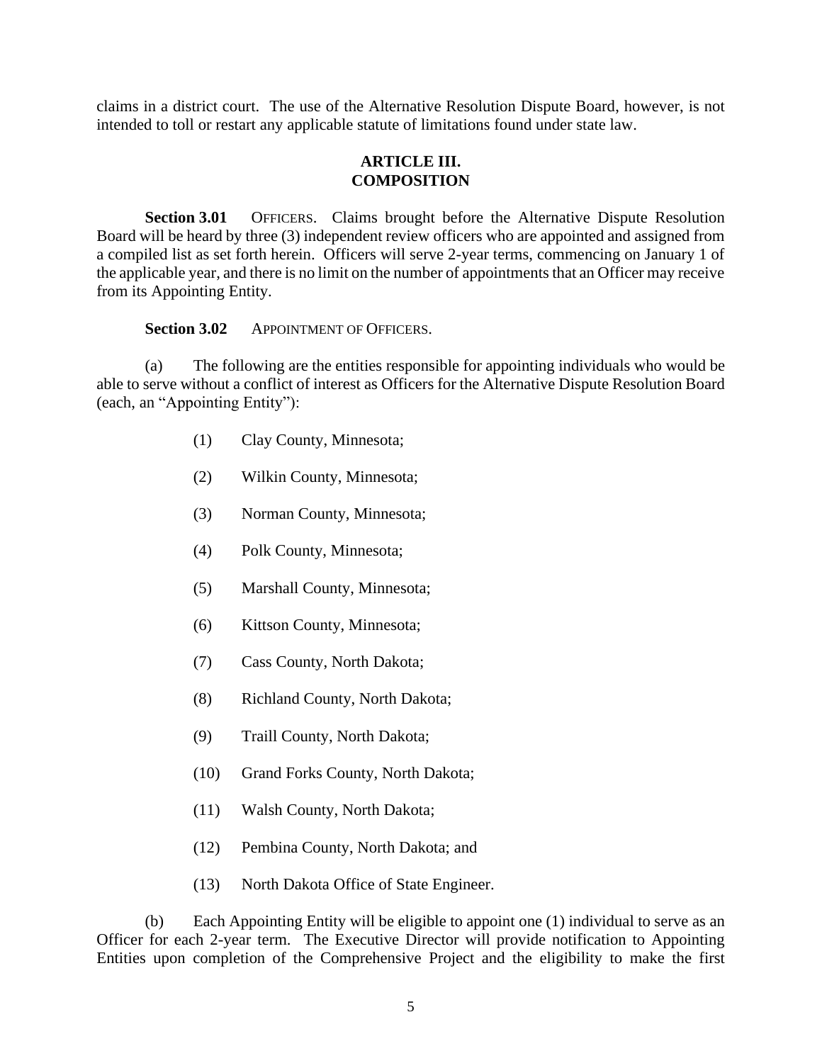claims in a district court. The use of the Alternative Resolution Dispute Board, however, is not intended to toll or restart any applicable statute of limitations found under state law.

## ARTICLE III.
## COMPOSITION

**Section 3.01** OFFICERS. Claims brought before the Alternative Dispute Resolution Board will be heard by three (3) independent review officers who are appointed and assigned from a compiled list as set forth herein. Officers will serve 2-year terms, commencing on January 1 of the applicable year, and there is no limit on the number of appointments that an Officer may receive from its Appointing Entity.

**Section 3.02** APPOINTMENT OF OFFICERS.

(a) The following are the entities responsible for appointing individuals who would be able to serve without a conflict of interest as Officers for the Alternative Dispute Resolution Board (each, an "Appointing Entity"):

(1) Clay County, Minnesota;

(2) Wilkin County, Minnesota;

(3) Norman County, Minnesota;

(4) Polk County, Minnesota;

(5) Marshall County, Minnesota;

(6) Kittson County, Minnesota;

(7) Cass County, North Dakota;

(8) Richland County, North Dakota;

(9) Traill County, North Dakota;

(10) Grand Forks County, North Dakota;

(11) Walsh County, North Dakota;

(12) Pembina County, North Dakota; and

(13) North Dakota Office of State Engineer.

(b) Each Appointing Entity will be eligible to appoint one (1) individual to serve as an Officer for each 2-year term. The Executive Director will provide notification to Appointing Entities upon completion of the Comprehensive Project and the eligibility to make the first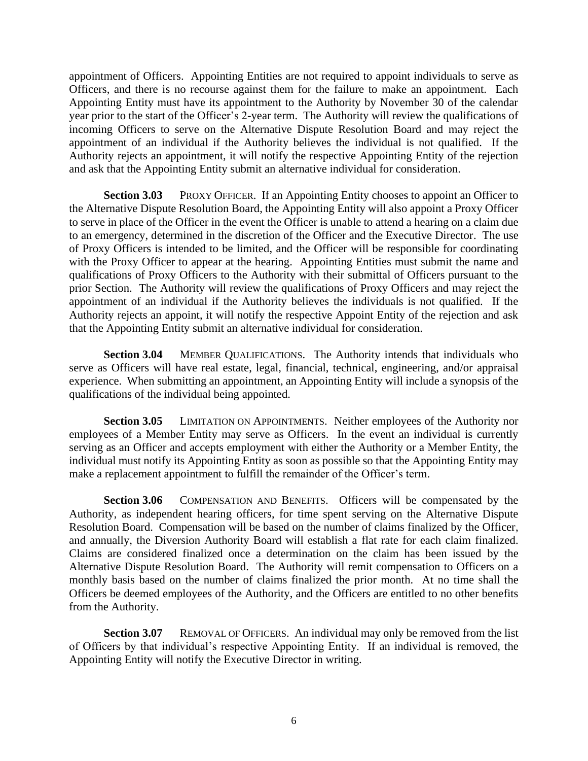appointment of Officers. Appointing Entities are not required to appoint individuals to serve as Officers, and there is no recourse against them for the failure to make an appointment. Each Appointing Entity must have its appointment to the Authority by November 30 of the calendar year prior to the start of the Officer's 2-year term. The Authority will review the qualifications of incoming Officers to serve on the Alternative Dispute Resolution Board and may reject the appointment of an individual if the Authority believes the individual is not qualified. If the Authority rejects an appointment, it will notify the respective Appointing Entity of the rejection and ask that the Appointing Entity submit an alternative individual for consideration.

**Section 3.03** PROXY OFFICER. If an Appointing Entity chooses to appoint an Officer to the Alternative Dispute Resolution Board, the Appointing Entity will also appoint a Proxy Officer to serve in place of the Officer in the event the Officer is unable to attend a hearing on a claim due to an emergency, determined in the discretion of the Officer and the Executive Director. The use of Proxy Officers is intended to be limited, and the Officer will be responsible for coordinating with the Proxy Officer to appear at the hearing. Appointing Entities must submit the name and qualifications of Proxy Officers to the Authority with their submittal of Officers pursuant to the prior Section. The Authority will review the qualifications of Proxy Officers and may reject the appointment of an individual if the Authority believes the individuals is not qualified. If the Authority rejects an appoint, it will notify the respective Appoint Entity of the rejection and ask that the Appointing Entity submit an alternative individual for consideration.

**Section 3.04** MEMBER QUALIFICATIONS. The Authority intends that individuals who serve as Officers will have real estate, legal, financial, technical, engineering, and/or appraisal experience. When submitting an appointment, an Appointing Entity will include a synopsis of the qualifications of the individual being appointed.

**Section 3.05** LIMITATION ON APPOINTMENTS. Neither employees of the Authority nor employees of a Member Entity may serve as Officers. In the event an individual is currently serving as an Officer and accepts employment with either the Authority or a Member Entity, the individual must notify its Appointing Entity as soon as possible so that the Appointing Entity may make a replacement appointment to fulfill the remainder of the Officer's term.

**Section 3.06** COMPENSATION AND BENEFITS. Officers will be compensated by the Authority, as independent hearing officers, for time spent serving on the Alternative Dispute Resolution Board. Compensation will be based on the number of claims finalized by the Officer, and annually, the Diversion Authority Board will establish a flat rate for each claim finalized. Claims are considered finalized once a determination on the claim has been issued by the Alternative Dispute Resolution Board. The Authority will remit compensation to Officers on a monthly basis based on the number of claims finalized the prior month. At no time shall the Officers be deemed employees of the Authority, and the Officers are entitled to no other benefits from the Authority.

**Section 3.07** REMOVAL OF OFFICERS. An individual may only be removed from the list of Officers by that individual's respective Appointing Entity. If an individual is removed, the Appointing Entity will notify the Executive Director in writing.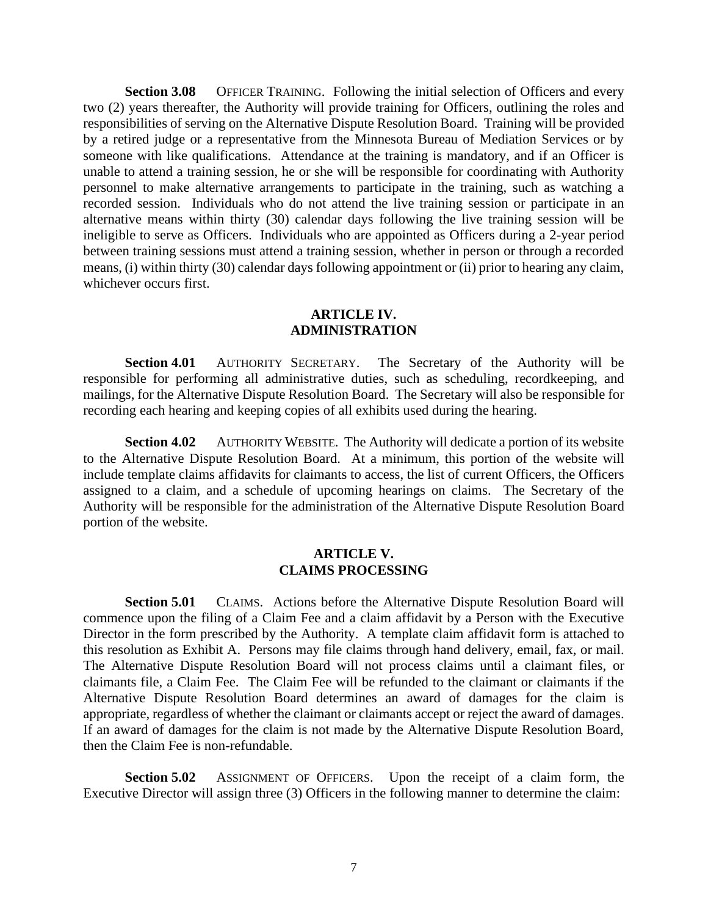**Section 3.08** OFFICER TRAINING. Following the initial selection of Officers and every two (2) years thereafter, the Authority will provide training for Officers, outlining the roles and responsibilities of serving on the Alternative Dispute Resolution Board. Training will be provided by a retired judge or a representative from the Minnesota Bureau of Mediation Services or by someone with like qualifications. Attendance at the training is mandatory, and if an Officer is unable to attend a training session, he or she will be responsible for coordinating with Authority personnel to make alternative arrangements to participate in the training, such as watching a recorded session. Individuals who do not attend the live training session or participate in an alternative means within thirty (30) calendar days following the live training session will be ineligible to serve as Officers. Individuals who are appointed as Officers during a 2-year period between training sessions must attend a training session, whether in person or through a recorded means, (i) within thirty (30) calendar days following appointment or (ii) prior to hearing any claim, whichever occurs first.

## ARTICLE IV. ADMINISTRATION

**Section 4.01** AUTHORITY SECRETARY. The Secretary of the Authority will be responsible for performing all administrative duties, such as scheduling, recordkeeping, and mailings, for the Alternative Dispute Resolution Board. The Secretary will also be responsible for recording each hearing and keeping copies of all exhibits used during the hearing.

**Section 4.02** AUTHORITY WEBSITE. The Authority will dedicate a portion of its website to the Alternative Dispute Resolution Board. At a minimum, this portion of the website will include template claims affidavits for claimants to access, the list of current Officers, the Officers assigned to a claim, and a schedule of upcoming hearings on claims. The Secretary of the Authority will be responsible for the administration of the Alternative Dispute Resolution Board portion of the website.

## ARTICLE V. CLAIMS PROCESSING

**Section 5.01** CLAIMS. Actions before the Alternative Dispute Resolution Board will commence upon the filing of a Claim Fee and a claim affidavit by a Person with the Executive Director in the form prescribed by the Authority. A template claim affidavit form is attached to this resolution as Exhibit A. Persons may file claims through hand delivery, email, fax, or mail. The Alternative Dispute Resolution Board will not process claims until a claimant files, or claimants file, a Claim Fee. The Claim Fee will be refunded to the claimant or claimants if the Alternative Dispute Resolution Board determines an award of damages for the claim is appropriate, regardless of whether the claimant or claimants accept or reject the award of damages. If an award of damages for the claim is not made by the Alternative Dispute Resolution Board, then the Claim Fee is non-refundable.

**Section 5.02** ASSIGNMENT OF OFFICERS. Upon the receipt of a claim form, the Executive Director will assign three (3) Officers in the following manner to determine the claim: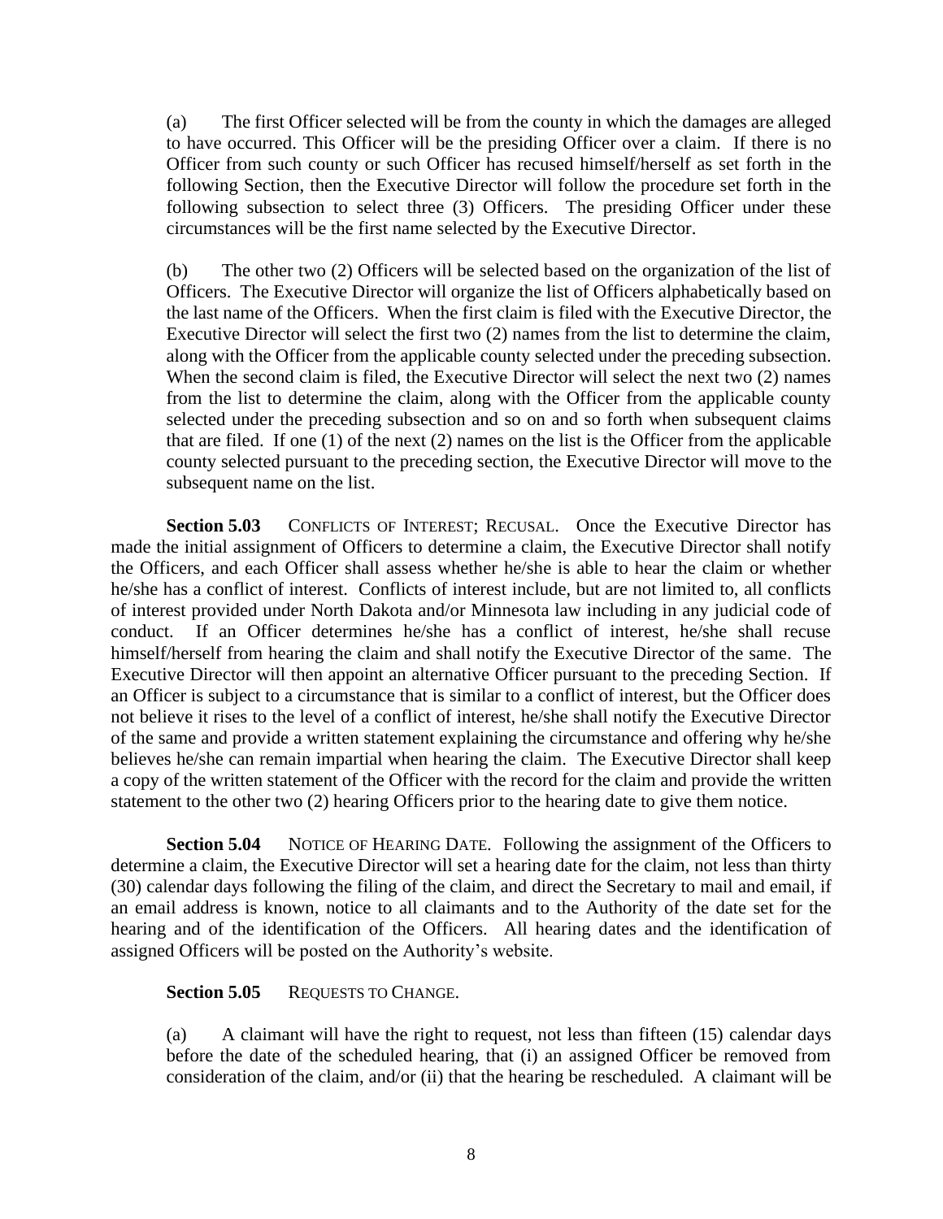(a) The first Officer selected will be from the county in which the damages are alleged to have occurred. This Officer will be the presiding Officer over a claim. If there is no Officer from such county or such Officer has recused himself/herself as set forth in the following Section, then the Executive Director will follow the procedure set forth in the following subsection to select three (3) Officers. The presiding Officer under these circumstances will be the first name selected by the Executive Director.

(b) The other two (2) Officers will be selected based on the organization of the list of Officers. The Executive Director will organize the list of Officers alphabetically based on the last name of the Officers. When the first claim is filed with the Executive Director, the Executive Director will select the first two (2) names from the list to determine the claim, along with the Officer from the applicable county selected under the preceding subsection. When the second claim is filed, the Executive Director will select the next two (2) names from the list to determine the claim, along with the Officer from the applicable county selected under the preceding subsection and so on and so forth when subsequent claims that are filed. If one (1) of the next (2) names on the list is the Officer from the applicable county selected pursuant to the preceding section, the Executive Director will move to the subsequent name on the list.

**Section 5.03** CONFLICTS OF INTEREST; RECUSAL. Once the Executive Director has made the initial assignment of Officers to determine a claim, the Executive Director shall notify the Officers, and each Officer shall assess whether he/she is able to hear the claim or whether he/she has a conflict of interest. Conflicts of interest include, but are not limited to, all conflicts of interest provided under North Dakota and/or Minnesota law including in any judicial code of conduct. If an Officer determines he/she has a conflict of interest, he/she shall recuse himself/herself from hearing the claim and shall notify the Executive Director of the same. The Executive Director will then appoint an alternative Officer pursuant to the preceding Section. If an Officer is subject to a circumstance that is similar to a conflict of interest, but the Officer does not believe it rises to the level of a conflict of interest, he/she shall notify the Executive Director of the same and provide a written statement explaining the circumstance and offering why he/she believes he/she can remain impartial when hearing the claim. The Executive Director shall keep a copy of the written statement of the Officer with the record for the claim and provide the written statement to the other two (2) hearing Officers prior to the hearing date to give them notice.

**Section 5.04** NOTICE OF HEARING DATE. Following the assignment of the Officers to determine a claim, the Executive Director will set a hearing date for the claim, not less than thirty (30) calendar days following the filing of the claim, and direct the Secretary to mail and email, if an email address is known, notice to all claimants and to the Authority of the date set for the hearing and of the identification of the Officers. All hearing dates and the identification of assigned Officers will be posted on the Authority's website.

**Section 5.05** REQUESTS TO CHANGE.

(a) A claimant will have the right to request, not less than fifteen (15) calendar days before the date of the scheduled hearing, that (i) an assigned Officer be removed from consideration of the claim, and/or (ii) that the hearing be rescheduled. A claimant will be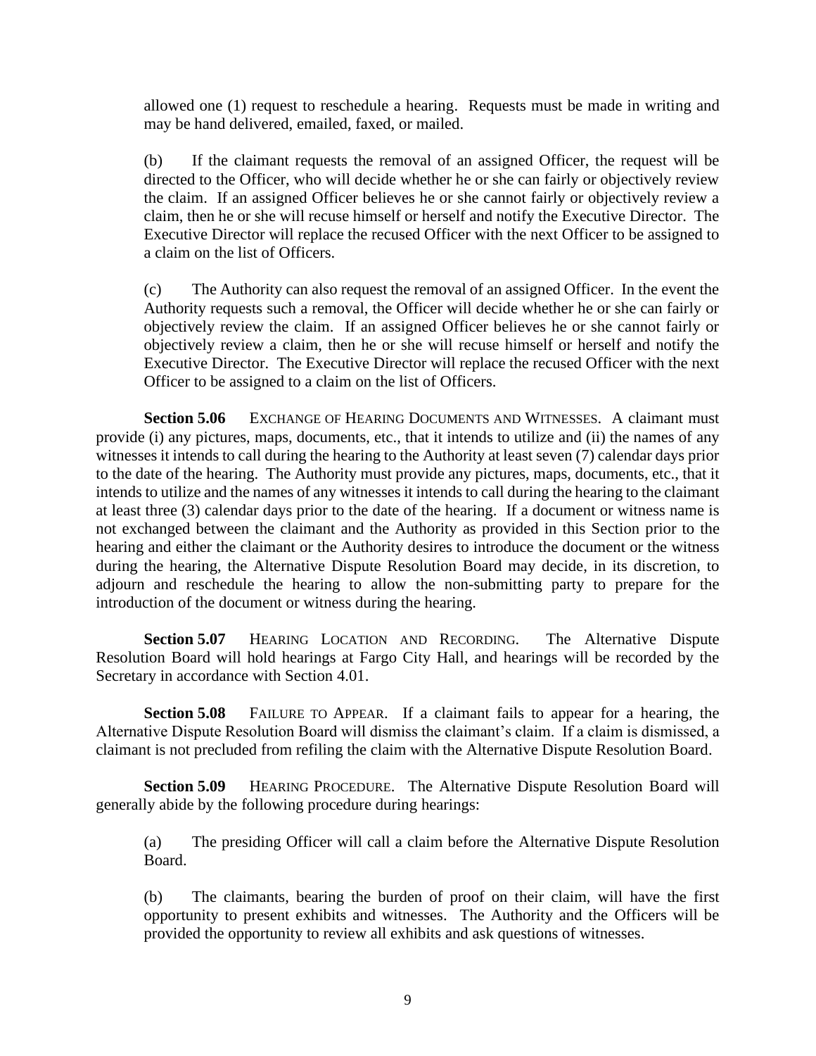allowed one (1) request to reschedule a hearing. Requests must be made in writing and may be hand delivered, emailed, faxed, or mailed.

(b) If the claimant requests the removal of an assigned Officer, the request will be directed to the Officer, who will decide whether he or she can fairly or objectively review the claim. If an assigned Officer believes he or she cannot fairly or objectively review a claim, then he or she will recuse himself or herself and notify the Executive Director. The Executive Director will replace the recused Officer with the next Officer to be assigned to a claim on the list of Officers.

(c) The Authority can also request the removal of an assigned Officer. In the event the Authority requests such a removal, the Officer will decide whether he or she can fairly or objectively review the claim. If an assigned Officer believes he or she cannot fairly or objectively review a claim, then he or she will recuse himself or herself and notify the Executive Director. The Executive Director will replace the recused Officer with the next Officer to be assigned to a claim on the list of Officers.

**Section 5.06** EXCHANGE OF HEARING DOCUMENTS AND WITNESSES. A claimant must provide (i) any pictures, maps, documents, etc., that it intends to utilize and (ii) the names of any witnesses it intends to call during the hearing to the Authority at least seven (7) calendar days prior to the date of the hearing. The Authority must provide any pictures, maps, documents, etc., that it intends to utilize and the names of any witnesses it intends to call during the hearing to the claimant at least three (3) calendar days prior to the date of the hearing. If a document or witness name is not exchanged between the claimant and the Authority as provided in this Section prior to the hearing and either the claimant or the Authority desires to introduce the document or the witness during the hearing, the Alternative Dispute Resolution Board may decide, in its discretion, to adjourn and reschedule the hearing to allow the non-submitting party to prepare for the introduction of the document or witness during the hearing.

**Section 5.07** HEARING LOCATION AND RECORDING. The Alternative Dispute Resolution Board will hold hearings at Fargo City Hall, and hearings will be recorded by the Secretary in accordance with Section 4.01.

**Section 5.08** FAILURE TO APPEAR. If a claimant fails to appear for a hearing, the Alternative Dispute Resolution Board will dismiss the claimant's claim. If a claim is dismissed, a claimant is not precluded from refiling the claim with the Alternative Dispute Resolution Board.

**Section 5.09** HEARING PROCEDURE. The Alternative Dispute Resolution Board will generally abide by the following procedure during hearings:

(a) The presiding Officer will call a claim before the Alternative Dispute Resolution Board.

(b) The claimants, bearing the burden of proof on their claim, will have the first opportunity to present exhibits and witnesses. The Authority and the Officers will be provided the opportunity to review all exhibits and ask questions of witnesses.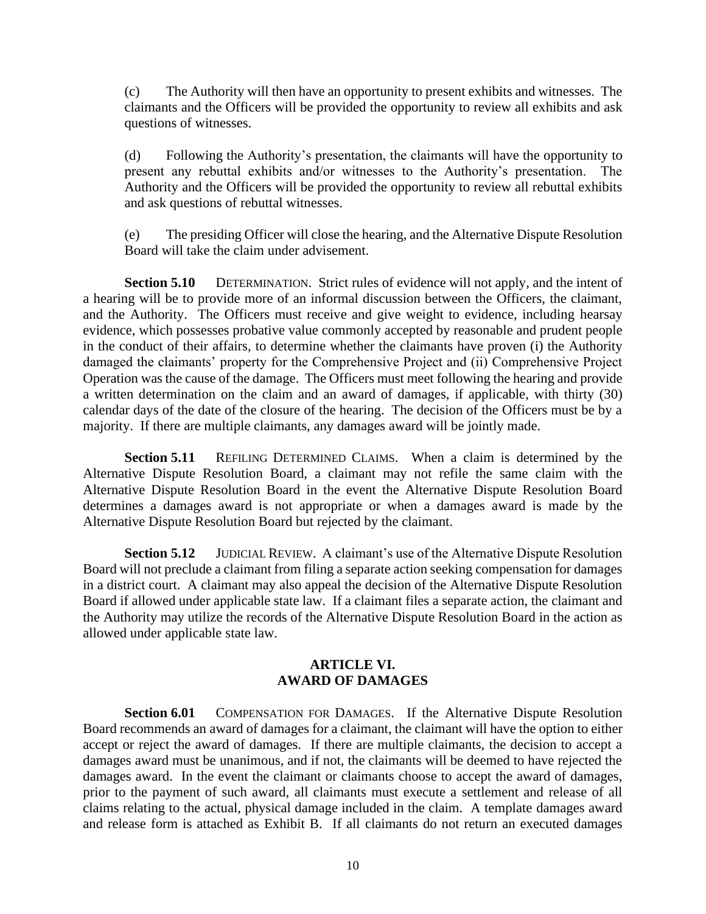(c) The Authority will then have an opportunity to present exhibits and witnesses. The claimants and the Officers will be provided the opportunity to review all exhibits and ask questions of witnesses.

(d) Following the Authority's presentation, the claimants will have the opportunity to present any rebuttal exhibits and/or witnesses to the Authority's presentation. The Authority and the Officers will be provided the opportunity to review all rebuttal exhibits and ask questions of rebuttal witnesses.

(e) The presiding Officer will close the hearing, and the Alternative Dispute Resolution Board will take the claim under advisement.

**Section 5.10** DETERMINATION. Strict rules of evidence will not apply, and the intent of a hearing will be to provide more of an informal discussion between the Officers, the claimant, and the Authority. The Officers must receive and give weight to evidence, including hearsay evidence, which possesses probative value commonly accepted by reasonable and prudent people in the conduct of their affairs, to determine whether the claimants have proven (i) the Authority damaged the claimants' property for the Comprehensive Project and (ii) Comprehensive Project Operation was the cause of the damage. The Officers must meet following the hearing and provide a written determination on the claim and an award of damages, if applicable, with thirty (30) calendar days of the date of the closure of the hearing. The decision of the Officers must be by a majority. If there are multiple claimants, any damages award will be jointly made.

**Section 5.11** REFILING DETERMINED CLAIMS. When a claim is determined by the Alternative Dispute Resolution Board, a claimant may not refile the same claim with the Alternative Dispute Resolution Board in the event the Alternative Dispute Resolution Board determines a damages award is not appropriate or when a damages award is made by the Alternative Dispute Resolution Board but rejected by the claimant.

**Section 5.12** JUDICIAL REVIEW. A claimant's use of the Alternative Dispute Resolution Board will not preclude a claimant from filing a separate action seeking compensation for damages in a district court. A claimant may also appeal the decision of the Alternative Dispute Resolution Board if allowed under applicable state law. If a claimant files a separate action, the claimant and the Authority may utilize the records of the Alternative Dispute Resolution Board in the action as allowed under applicable state law.

## ARTICLE VI.
## AWARD OF DAMAGES

**Section 6.01** COMPENSATION FOR DAMAGES. If the Alternative Dispute Resolution Board recommends an award of damages for a claimant, the claimant will have the option to either accept or reject the award of damages. If there are multiple claimants, the decision to accept a damages award must be unanimous, and if not, the claimants will be deemed to have rejected the damages award. In the event the claimant or claimants choose to accept the award of damages, prior to the payment of such award, all claimants must execute a settlement and release of all claims relating to the actual, physical damage included in the claim. A template damages award and release form is attached as Exhibit B. If all claimants do not return an executed damages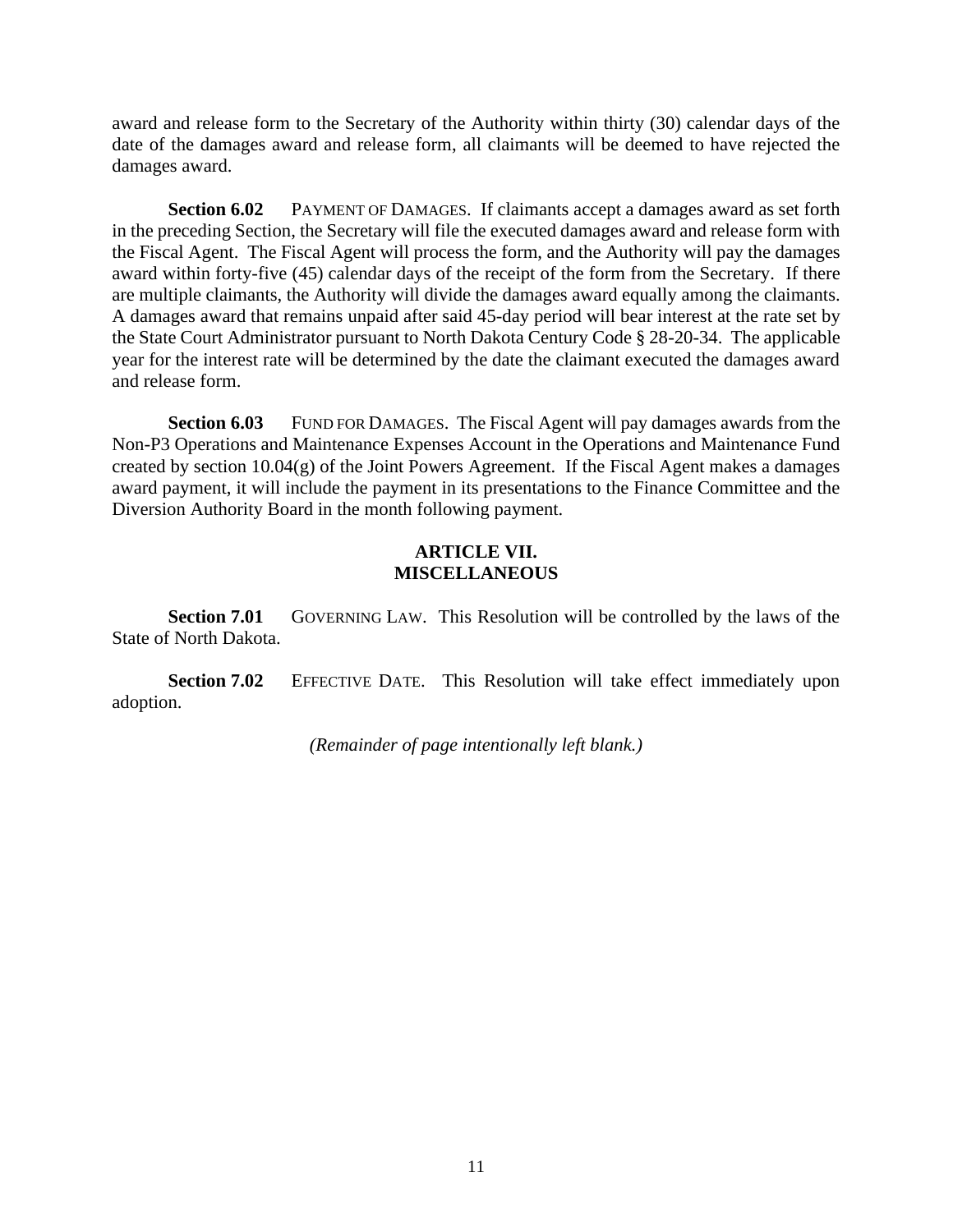award and release form to the Secretary of the Authority within thirty (30) calendar days of the date of the damages award and release form, all claimants will be deemed to have rejected the damages award.

**Section 6.02** PAYMENT OF DAMAGES. If claimants accept a damages award as set forth in the preceding Section, the Secretary will file the executed damages award and release form with the Fiscal Agent. The Fiscal Agent will process the form, and the Authority will pay the damages award within forty-five (45) calendar days of the receipt of the form from the Secretary. If there are multiple claimants, the Authority will divide the damages award equally among the claimants. A damages award that remains unpaid after said 45-day period will bear interest at the rate set by the State Court Administrator pursuant to North Dakota Century Code § 28-20-34. The applicable year for the interest rate will be determined by the date the claimant executed the damages award and release form.

**Section 6.03** FUND FOR DAMAGES. The Fiscal Agent will pay damages awards from the Non-P3 Operations and Maintenance Expenses Account in the Operations and Maintenance Fund created by section 10.04(g) of the Joint Powers Agreement. If the Fiscal Agent makes a damages award payment, it will include the payment in its presentations to the Finance Committee and the Diversion Authority Board in the month following payment.

## ARTICLE VII.
## MISCELLANEOUS

**Section 7.01** GOVERNING LAW. This Resolution will be controlled by the laws of the State of North Dakota.

**Section 7.02** EFFECTIVE DATE. This Resolution will take effect immediately upon adoption.

*(Remainder of page intentionally left blank.)*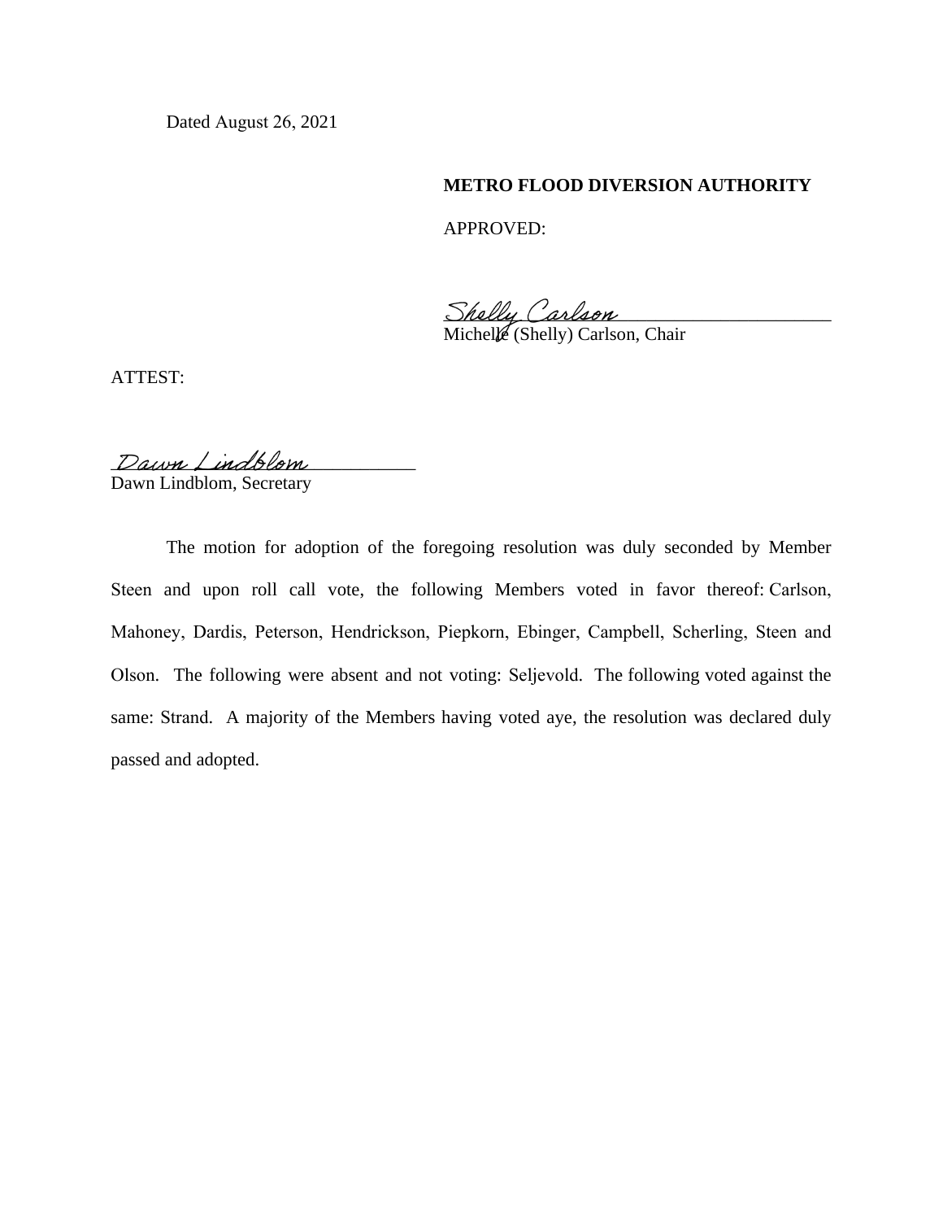Dated August 26, 2021

**METRO FLOOD DIVERSION AUTHORITY**

APPROVED:

*Shelly Carlson*
Michelle (Shelly) Carlson, Chair

ATTEST:

*Dawn Lindblom*
Dawn Lindblom, Secretary

The motion for adoption of the foregoing resolution was duly seconded by Member Steen and upon roll call vote, the following Members voted in favor thereof: Carlson, Mahoney, Dardis, Peterson, Hendrickson, Piepkorn, Ebinger, Campbell, Scherling, Steen and Olson. The following were absent and not voting: Seljevold. The following voted against the same: Strand. A majority of the Members having voted aye, the resolution was declared duly passed and adopted.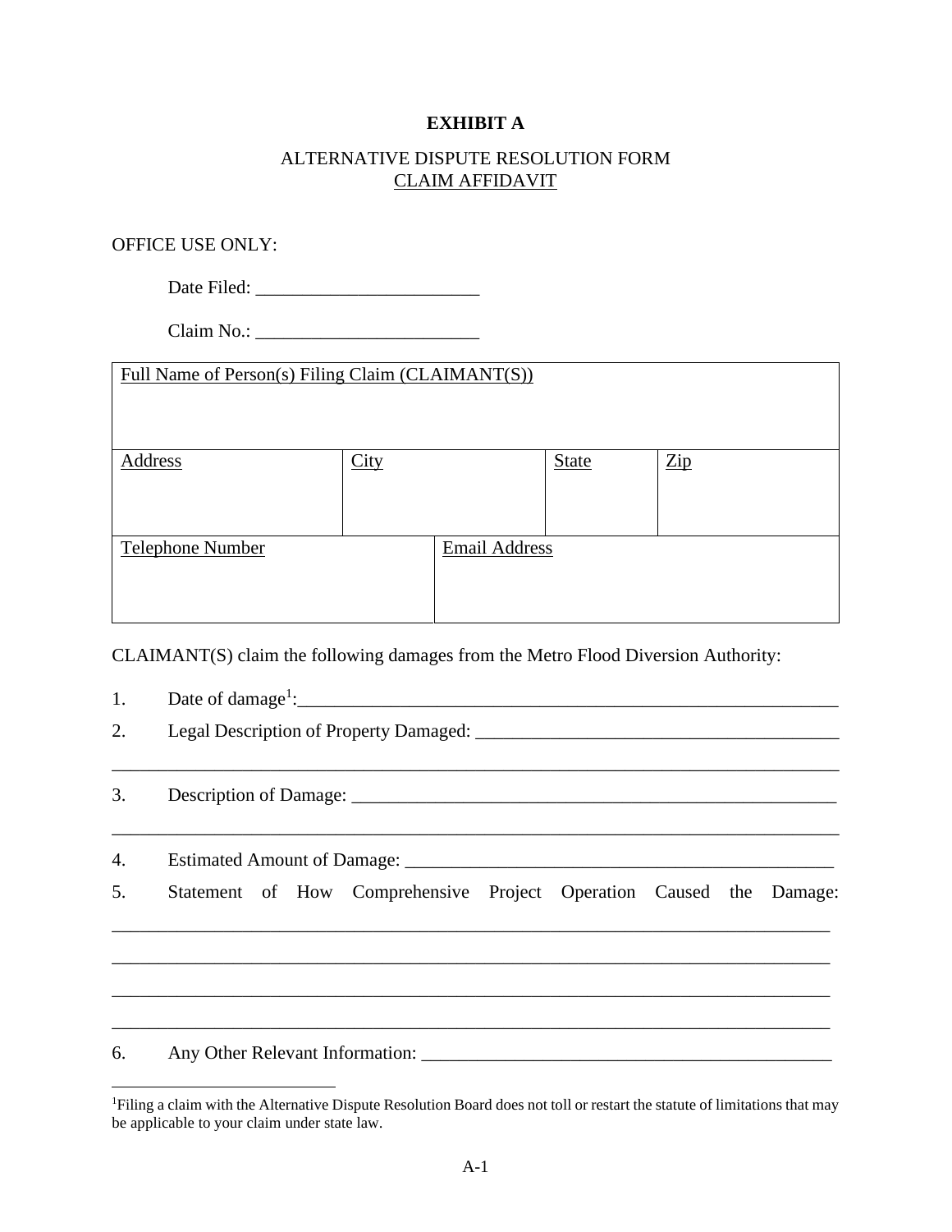**EXHIBIT A**

ALTERNATIVE DISPUTE RESOLUTION FORM
CLAIM AFFIDAVIT

OFFICE USE ONLY:

Date Filed: ________________________

Claim No.: ________________________

| Full Name of Person(s) Filing Claim (CLAIMANT(S)) | | | |
|---|---|---|---|
| | | | |
| **Address** | **City** | **State** | **Zip** |
| | | | |
| **Telephone Number** | **Email Address** | | |
| | | | |

CLAIMANT(S) claim the following damages from the Metro Flood Diversion Authority:

1. Date of damage[1]:____________________________________________________________
2. Legal Description of Property Damaged: ________________________________________

_____________________________________________________________________________

3. Description of Damage: ______________________________________________________

_____________________________________________________________________________

4. Estimated Amount of Damage: ________________________________________________
5. Statement of How Comprehensive Project Operation Caused the Damage:

_____________________________________________________________________________

_____________________________________________________________________________

_____________________________________________________________________________

_____________________________________________________________________________

6. Any Other Relevant Information: ______________________________________________

---

[1]Filing a claim with the Alternative Dispute Resolution Board does not toll or restart the statute of limitations that may be applicable to your claim under state law.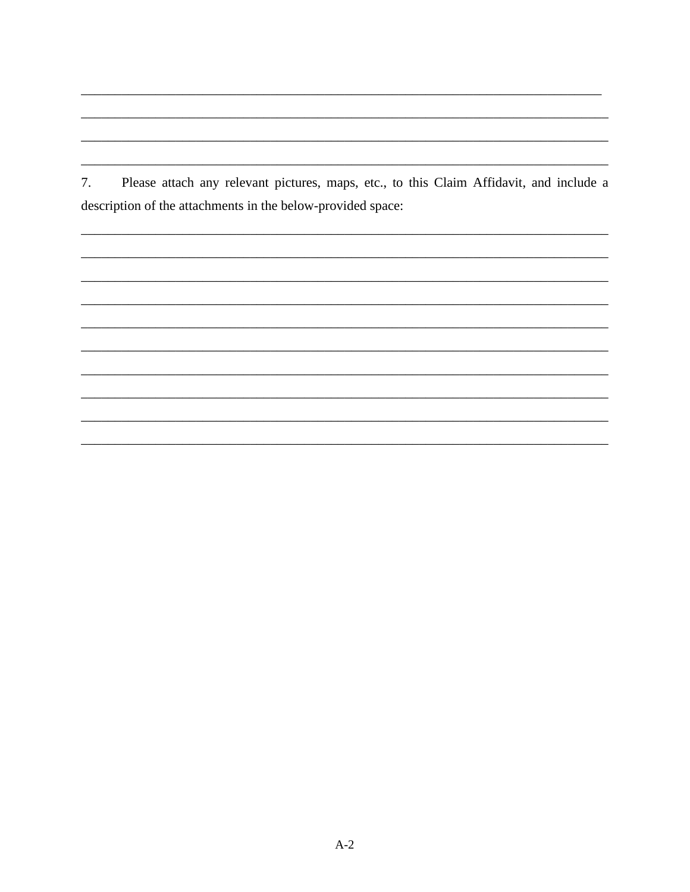\_\_\_\_\_\_\_\_\_\_\_\_\_\_\_\_\_\_\_\_\_\_\_\_\_\_\_\_\_\_\_\_\_\_\_\_\_\_\_\_\_\_\_\_\_\_\_\_\_\_\_\_\_\_\_\_\_\_\_\_\_\_\_\_\_\_\_\_\_\_\_\_\_\_\_\_

\_\_\_\_\_\_\_\_\_\_\_\_\_\_\_\_\_\_\_\_\_\_\_\_\_\_\_\_\_\_\_\_\_\_\_\_\_\_\_\_\_\_\_\_\_\_\_\_\_\_\_\_\_\_\_\_\_\_\_\_\_\_\_\_\_\_\_\_\_\_\_\_\_\_\_\_

\_\_\_\_\_\_\_\_\_\_\_\_\_\_\_\_\_\_\_\_\_\_\_\_\_\_\_\_\_\_\_\_\_\_\_\_\_\_\_\_\_\_\_\_\_\_\_\_\_\_\_\_\_\_\_\_\_\_\_\_\_\_\_\_\_\_\_\_\_\_\_\_\_\_\_\_

\_\_\_\_\_\_\_\_\_\_\_\_\_\_\_\_\_\_\_\_\_\_\_\_\_\_\_\_\_\_\_\_\_\_\_\_\_\_\_\_\_\_\_\_\_\_\_\_\_\_\_\_\_\_\_\_\_\_\_\_\_\_\_\_\_\_\_\_\_\_\_\_\_\_\_\_

7. Please attach any relevant pictures, maps, etc., to this Claim Affidavit, and include a description of the attachments in the below-provided space:

\_\_\_\_\_\_\_\_\_\_\_\_\_\_\_\_\_\_\_\_\_\_\_\_\_\_\_\_\_\_\_\_\_\_\_\_\_\_\_\_\_\_\_\_\_\_\_\_\_\_\_\_\_\_\_\_\_\_\_\_\_\_\_\_\_\_\_\_\_\_\_\_\_\_\_\_

\_\_\_\_\_\_\_\_\_\_\_\_\_\_\_\_\_\_\_\_\_\_\_\_\_\_\_\_\_\_\_\_\_\_\_\_\_\_\_\_\_\_\_\_\_\_\_\_\_\_\_\_\_\_\_\_\_\_\_\_\_\_\_\_\_\_\_\_\_\_\_\_\_\_\_\_

\_\_\_\_\_\_\_\_\_\_\_\_\_\_\_\_\_\_\_\_\_\_\_\_\_\_\_\_\_\_\_\_\_\_\_\_\_\_\_\_\_\_\_\_\_\_\_\_\_\_\_\_\_\_\_\_\_\_\_\_\_\_\_\_\_\_\_\_\_\_\_\_\_\_\_\_

\_\_\_\_\_\_\_\_\_\_\_\_\_\_\_\_\_\_\_\_\_\_\_\_\_\_\_\_\_\_\_\_\_\_\_\_\_\_\_\_\_\_\_\_\_\_\_\_\_\_\_\_\_\_\_\_\_\_\_\_\_\_\_\_\_\_\_\_\_\_\_\_\_\_\_\_

\_\_\_\_\_\_\_\_\_\_\_\_\_\_\_\_\_\_\_\_\_\_\_\_\_\_\_\_\_\_\_\_\_\_\_\_\_\_\_\_\_\_\_\_\_\_\_\_\_\_\_\_\_\_\_\_\_\_\_\_\_\_\_\_\_\_\_\_\_\_\_\_\_\_\_\_

\_\_\_\_\_\_\_\_\_\_\_\_\_\_\_\_\_\_\_\_\_\_\_\_\_\_\_\_\_\_\_\_\_\_\_\_\_\_\_\_\_\_\_\_\_\_\_\_\_\_\_\_\_\_\_\_\_\_\_\_\_\_\_\_\_\_\_\_\_\_\_\_\_\_\_\_

\_\_\_\_\_\_\_\_\_\_\_\_\_\_\_\_\_\_\_\_\_\_\_\_\_\_\_\_\_\_\_\_\_\_\_\_\_\_\_\_\_\_\_\_\_\_\_\_\_\_\_\_\_\_\_\_\_\_\_\_\_\_\_\_\_\_\_\_\_\_\_\_\_\_\_\_

\_\_\_\_\_\_\_\_\_\_\_\_\_\_\_\_\_\_\_\_\_\_\_\_\_\_\_\_\_\_\_\_\_\_\_\_\_\_\_\_\_\_\_\_\_\_\_\_\_\_\_\_\_\_\_\_\_\_\_\_\_\_\_\_\_\_\_\_\_\_\_\_\_\_\_\_

\_\_\_\_\_\_\_\_\_\_\_\_\_\_\_\_\_\_\_\_\_\_\_\_\_\_\_\_\_\_\_\_\_\_\_\_\_\_\_\_\_\_\_\_\_\_\_\_\_\_\_\_\_\_\_\_\_\_\_\_\_\_\_\_\_\_\_\_\_\_\_\_\_\_\_\_

\_\_\_\_\_\_\_\_\_\_\_\_\_\_\_\_\_\_\_\_\_\_\_\_\_\_\_\_\_\_\_\_\_\_\_\_\_\_\_\_\_\_\_\_\_\_\_\_\_\_\_\_\_\_\_\_\_\_\_\_\_\_\_\_\_\_\_\_\_\_\_\_\_\_\_\_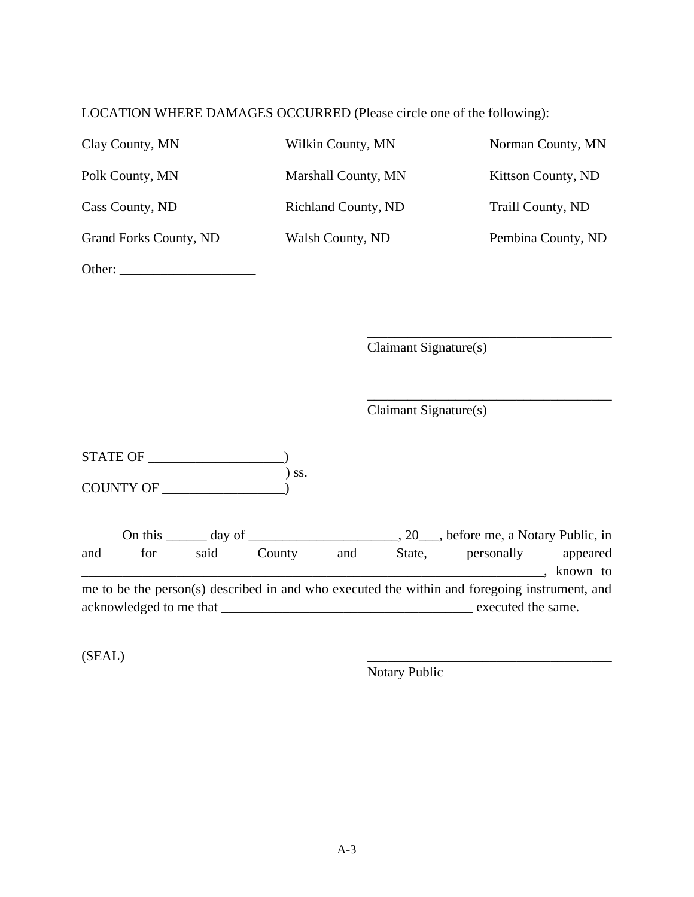LOCATION WHERE DAMAGES OCCURRED (Please circle one of the following):

| | | |
|---|---|---|
| Clay County, MN | Wilkin County, MN | Norman County, MN |
| Polk County, MN | Marshall County, MN | Kittson County, ND |
| Cass County, ND | Richland County, ND | Traill County, ND |
| Grand Forks County, ND | Walsh County, ND | Pembina County, ND |

Other: ____________________

_____________________________________
Claimant Signature(s)

_____________________________________
Claimant Signature(s)

STATE OF ____________________)
) ss.
COUNTY OF __________________)

On this ______ day of ______________________, 20___, before me, a Notary Public, in and for said County and State, personally appeared ____________________________________________________________________, known to me to be the person(s) described in and who executed the within and foregoing instrument, and acknowledged to me that _____________________________________ executed the same.

(SEAL)

_____________________________________
Notary Public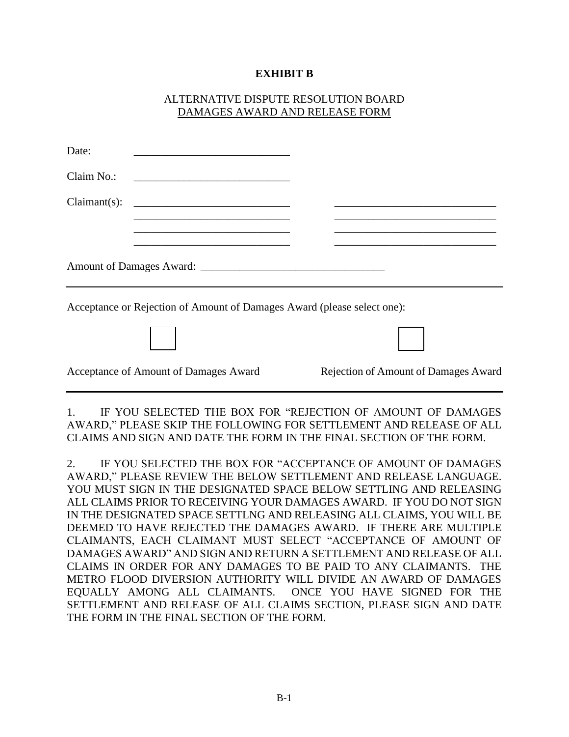**EXHIBIT B**

ALTERNATIVE DISPUTE RESOLUTION BOARD
<u>DAMAGES AWARD AND RELEASE FORM</u>

Date: ____________________________

Claim No.: ____________________________

Claimant(s): ____________________________ ____________________________
____________________________ ____________________________
____________________________ ____________________________
____________________________ ____________________________

Amount of Damages Award: ________________________________

---

Acceptance or Rejection of Amount of Damages Award (please select one):

☐ Acceptance of Amount of Damages Award

☐ Rejection of Amount of Damages Award

---

1. IF YOU SELECTED THE BOX FOR "REJECTION OF AMOUNT OF DAMAGES AWARD," PLEASE SKIP THE FOLLOWING FOR SETTLEMENT AND RELEASE OF ALL CLAIMS AND SIGN AND DATE THE FORM IN THE FINAL SECTION OF THE FORM.

2. IF YOU SELECTED THE BOX FOR "ACCEPTANCE OF AMOUNT OF DAMAGES AWARD," PLEASE REVIEW THE BELOW SETTLEMENT AND RELEASE LANGUAGE. YOU MUST SIGN IN THE DESIGNATED SPACE BELOW SETTLING AND RELEASING ALL CLAIMS PRIOR TO RECEIVING YOUR DAMAGES AWARD. IF YOU DO NOT SIGN IN THE DESIGNATED SPACE SETTLNG AND RELEASING ALL CLAIMS, YOU WILL BE DEEMED TO HAVE REJECTED THE DAMAGES AWARD. IF THERE ARE MULTIPLE CLAIMANTS, EACH CLAIMANT MUST SELECT "ACCEPTANCE OF AMOUNT OF DAMAGES AWARD" AND SIGN AND RETURN A SETTLEMENT AND RELEASE OF ALL CLAIMS IN ORDER FOR ANY DAMAGES TO BE PAID TO ANY CLAIMANTS. THE METRO FLOOD DIVERSION AUTHORITY WILL DIVIDE AN AWARD OF DAMAGES EQUALLY AMONG ALL CLAIMANTS. ONCE YOU HAVE SIGNED FOR THE SETTLEMENT AND RELEASE OF ALL CLAIMS SECTION, PLEASE SIGN AND DATE THE FORM IN THE FINAL SECTION OF THE FORM.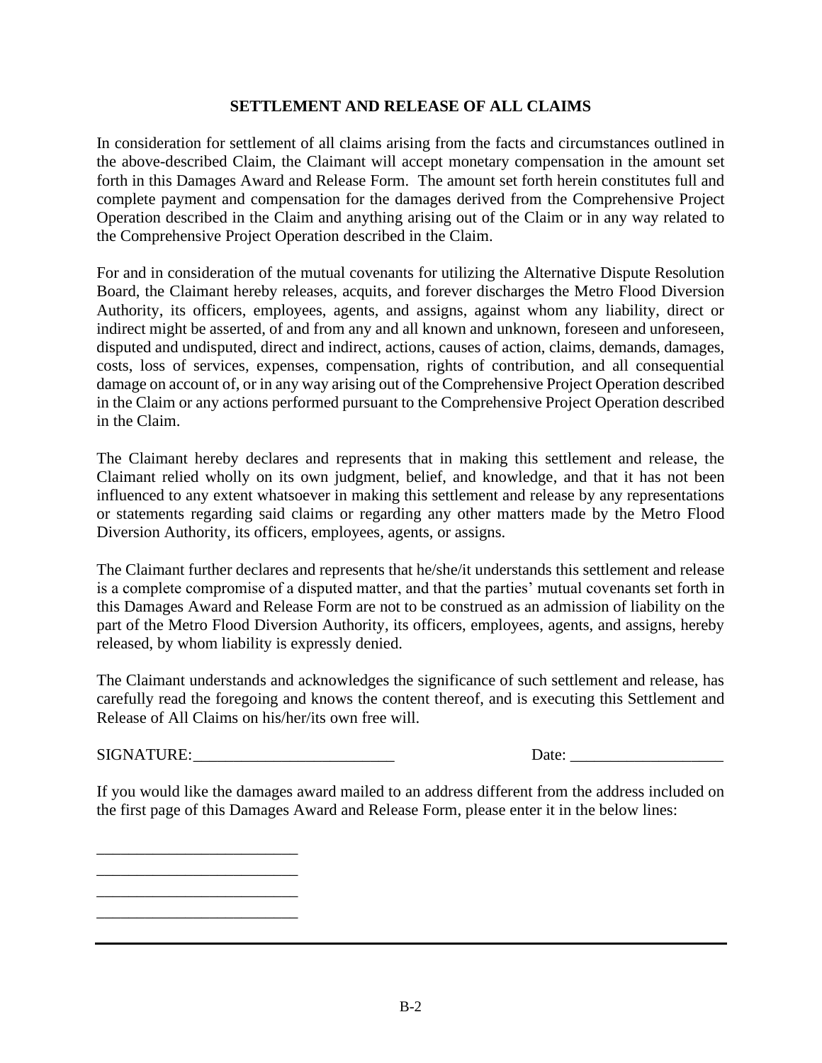## SETTLEMENT AND RELEASE OF ALL CLAIMS

In consideration for settlement of all claims arising from the facts and circumstances outlined in the above-described Claim, the Claimant will accept monetary compensation in the amount set forth in this Damages Award and Release Form. The amount set forth herein constitutes full and complete payment and compensation for the damages derived from the Comprehensive Project Operation described in the Claim and anything arising out of the Claim or in any way related to the Comprehensive Project Operation described in the Claim.

For and in consideration of the mutual covenants for utilizing the Alternative Dispute Resolution Board, the Claimant hereby releases, acquits, and forever discharges the Metro Flood Diversion Authority, its officers, employees, agents, and assigns, against whom any liability, direct or indirect might be asserted, of and from any and all known and unknown, foreseen and unforeseen, disputed and undisputed, direct and indirect, actions, causes of action, claims, demands, damages, costs, loss of services, expenses, compensation, rights of contribution, and all consequential damage on account of, or in any way arising out of the Comprehensive Project Operation described in the Claim or any actions performed pursuant to the Comprehensive Project Operation described in the Claim.

The Claimant hereby declares and represents that in making this settlement and release, the Claimant relied wholly on its own judgment, belief, and knowledge, and that it has not been influenced to any extent whatsoever in making this settlement and release by any representations or statements regarding said claims or regarding any other matters made by the Metro Flood Diversion Authority, its officers, employees, agents, or assigns.

The Claimant further declares and represents that he/she/it understands this settlement and release is a complete compromise of a disputed matter, and that the parties' mutual covenants set forth in this Damages Award and Release Form are not to be construed as an admission of liability on the part of the Metro Flood Diversion Authority, its officers, employees, agents, and assigns, hereby released, by whom liability is expressly denied.

The Claimant understands and acknowledges the significance of such settlement and release, has carefully read the foregoing and knows the content thereof, and is executing this Settlement and Release of All Claims on his/her/its own free will.

SIGNATURE:_________________________ Date: ___________________

If you would like the damages award mailed to an address different from the address included on the first page of this Damages Award and Release Form, please enter it in the below lines:

_________________________
_________________________
_________________________
_________________________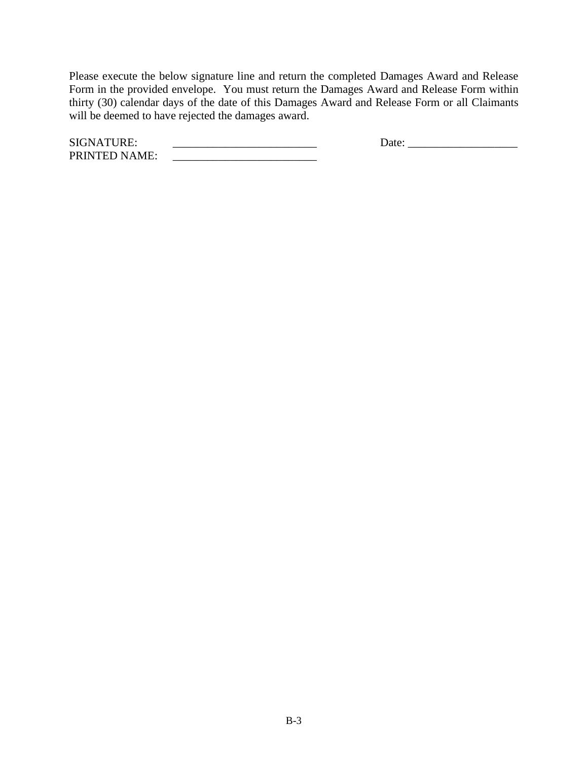Please execute the below signature line and return the completed Damages Award and Release Form in the provided envelope. You must return the Damages Award and Release Form within thirty (30) calendar days of the date of this Damages Award and Release Form or all Claimants will be deemed to have rejected the damages award.

SIGNATURE: _________________________ Date: ___________________

PRINTED NAME: _________________________